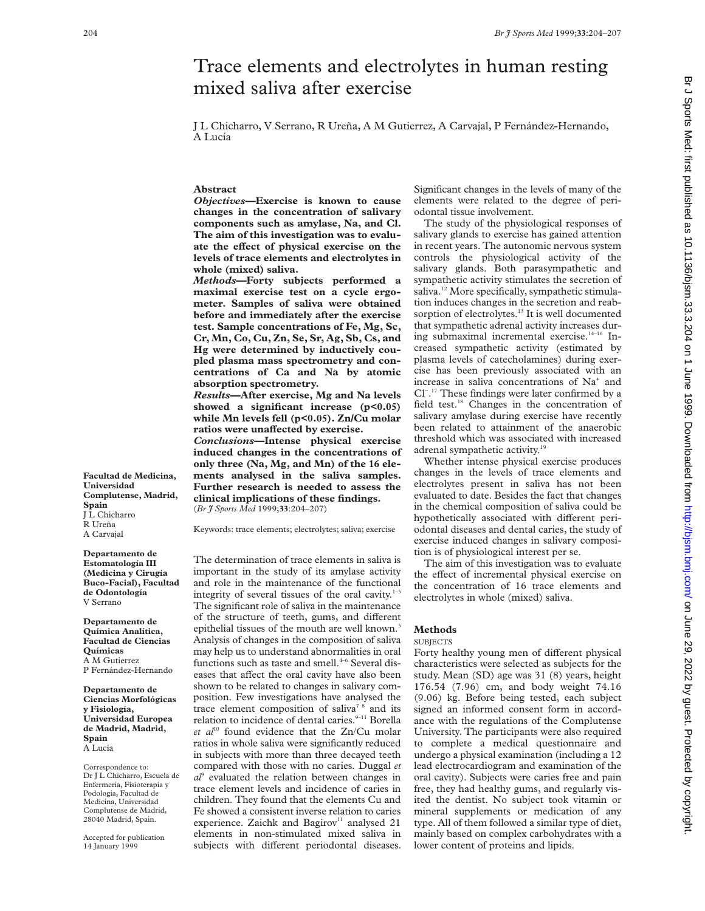# Trace elements and electrolytes in human resting mixed saliva after exercise

J L Chicharro, V Serrano, R Ureña, A M Gutierrez, A Carvajal, P Fernández-Hernando, A Lucía

Facultad de Medicina, Universidad Complutense, Madrid, Spain
J L Chicharro
R Ureña
A Carvajal

Departamento de Estomatología III (Medicina y Cirugía Buco-Facial), Facultad de Odontología
V Serrano

Departamento de Química Analítica, Facultad de Ciencias Químicas
A M Gutierrez
P Fernández-Hernando

Departamento de Ciencias Morfológicas y Fisiología, Universidad Europea de Madrid, Madrid, Spain
A Lucía

Correspondence to: Dr J L Chicharro, Escuela de Enfermería, Fisioterapia y Podología, Facultad de Medicina, Universidad Complutense de Madrid, 28040 Madrid, Spain.

Accepted for publication 14 January 1999

## Abstract

***Objectives*—Exercise is known to cause changes in the concentration of salivary components such as amylase, Na, and Cl. The aim of this investigation was to evaluate the effect of physical exercise on the levels of trace elements and electrolytes in whole (mixed) saliva.**

***Methods*—Forty subjects performed a maximal exercise test on a cycle ergometer. Samples of saliva were obtained before and immediately after the exercise test. Sample concentrations of Fe, Mg, Sc, Cr, Mn, Co, Cu, Zn, Se, Sr, Ag, Sb, Cs, and Hg were determined by inductively coupled plasma mass spectrometry and concentrations of Ca and Na by atomic absorption spectrometry.**

***Results*—After exercise, Mg and Na levels showed a significant increase ($p<0.05$) while Mn levels fell ($p<0.05$). Zn/Cu molar ratios were unaffected by exercise.**

***Conclusions*—Intense physical exercise induced changes in the concentrations of only three (Na, Mg, and Mn) of the 16 elements analysed in the saliva samples. Further research is needed to assess the clinical implications of these findings.**

(*Br J Sports Med* 1999;**33**:204–207)

Keywords: trace elements; electrolytes; saliva; exercise

The determination of trace elements in saliva is important in the study of its amylase activity and role in the maintenance of the functional integrity of several tissues of the oral cavity.[1–3] The significant role of saliva in the maintenance of the structure of teeth, gums, and different epithelial tissues of the mouth are well known.[3] Analysis of changes in the composition of saliva may help us to understand abnormalities in oral functions such as taste and smell.[4–6] Several diseases that affect the oral cavity have also been shown to be related to changes in salivary composition. Few investigations have analysed the trace element composition of saliva[7 8] and its relation to incidence of dental caries.[9–11] Borella *et al*[10] found evidence that the Zn/Cu molar ratios in whole saliva were significantly reduced in subjects with more than three decayed teeth compared with those with no caries. Duggal *et al*[9] evaluated the relation between changes in trace element levels and incidence of caries in children. They found that the elements Cu and Fe showed a consistent inverse relation to caries experience. Zaichk and Bagirov[11] analysed 21 elements in non-stimulated mixed saliva in subjects with different periodontal diseases. Significant changes in the levels of many of the elements were related to the degree of periodontal tissue involvement.

The study of the physiological responses of salivary glands to exercise has gained attention in recent years. The autonomic nervous system controls the physiological activity of the salivary glands. Both parasympathetic and sympathetic activity stimulates the secretion of saliva.[12] More specifically, sympathetic stimulation induces changes in the secretion and reabsorption of electrolytes.[13] It is well documented that sympathetic adrenal activity increases during submaximal incremental exercise.[14–16] Increased sympathetic activity (estimated by plasma levels of catecholamines) during exercise has been previously associated with an increase in saliva concentrations of $Na^+$ and $Cl^-$.[17] These findings were later confirmed by a field test.[18] Changes in the concentration of salivary amylase during exercise have recently been related to attainment of the anaerobic threshold which was associated with increased adrenal sympathetic activity.[19]

Whether intense physical exercise produces changes in the levels of trace elements and electrolytes present in saliva has not been evaluated to date. Besides the fact that changes in the chemical composition of saliva could be hypothetically associated with different periodontal diseases and dental caries, the study of exercise induced changes in salivary composition is of physiological interest per se.

The aim of this investigation was to evaluate the effect of incremental physical exercise on the concentration of 16 trace elements and electrolytes in whole (mixed) saliva.

## Methods

### SUBJECTS

Forty healthy young men of different physical characteristics were selected as subjects for the study. Mean (SD) age was 31 (8) years, height 176.54 (7.96) cm, and body weight 74.16 (9.06) kg. Before being tested, each subject signed an informed consent form in accordance with the regulations of the Complutense University. The participants were also required to complete a medical questionnaire and undergo a physical examination (including a 12 lead electrocardiogram and examination of the oral cavity). Subjects were caries free and pain free, they had healthy gums, and regularly visited the dentist. No subject took vitamin or mineral supplements or medication of any type. All of them followed a similar type of diet, mainly based on complex carbohydrates with a lower content of proteins and lipids.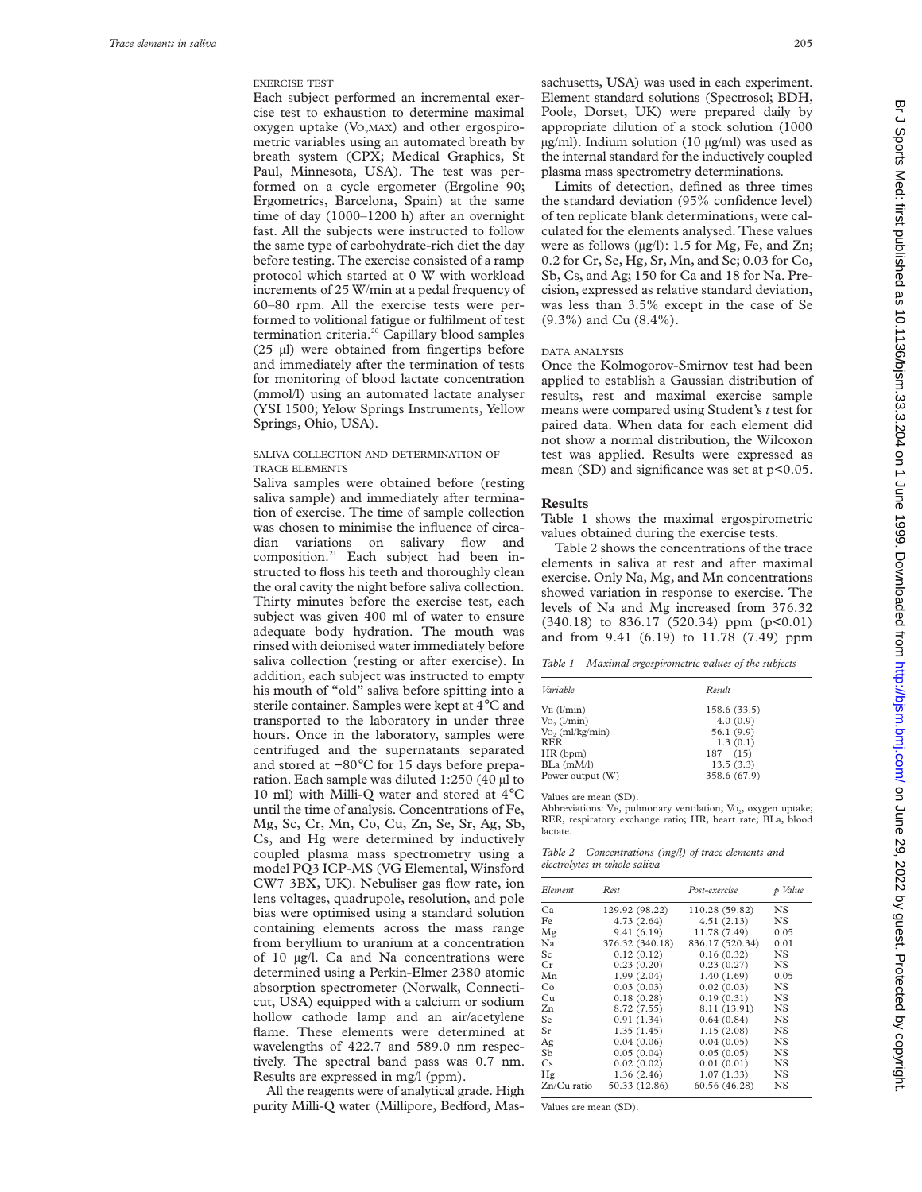### EXERCISE TEST

Each subject performed an incremental exercise test to exhaustion to determine maximal oxygen uptake ($\dot{V}O_2MAX$) and other ergospirometric variables using an automated breath by breath system (CPX; Medical Graphics, St Paul, Minnesota, USA). The test was performed on a cycle ergometer (Ergoline 90; Ergometrics, Barcelona, Spain) at the same time of day (1000–1200 h) after an overnight fast. All the subjects were instructed to follow the same type of carbohydrate-rich diet the day before testing. The exercise consisted of a ramp protocol which started at 0 W with workload increments of 25 W/min at a pedal frequency of 60–80 rpm. All the exercise tests were performed to volitional fatigue or fulfilment of test termination criteria.[20] Capillary blood samples (25 µl) were obtained from fingertips before and immediately after the termination of tests for monitoring of blood lactate concentration (mmol/l) using an automated lactate analyser (YSI 1500; Yelow Springs Instruments, Yellow Springs, Ohio, USA).

### SALIVA COLLECTION AND DETERMINATION OF TRACE ELEMENTS

Saliva samples were obtained before (resting saliva sample) and immediately after termination of exercise. The time of sample collection was chosen to minimise the influence of circadian variations on salivary flow and composition.[21] Each subject had been instructed to floss his teeth and thoroughly clean the oral cavity the night before saliva collection. Thirty minutes before the exercise test, each subject was given 400 ml of water to ensure adequate body hydration. The mouth was rinsed with deionised water immediately before saliva collection (resting or after exercise). In addition, each subject was instructed to empty his mouth of "old" saliva before spitting into a sterile container. Samples were kept at 4°C and transported to the laboratory in under three hours. Once in the laboratory, samples were centrifuged and the supernatants separated and stored at −80°C for 15 days before preparation. Each sample was diluted 1:250 (40 µl to 10 ml) with Milli-Q water and stored at 4°C until the time of analysis. Concentrations of Fe, Mg, Sc, Cr, Mn, Co, Cu, Zn, Se, Sr, Ag, Sb, Cs, and Hg were determined by inductively coupled plasma mass spectrometry using a model PQ3 ICP-MS (VG Elemental, Winsford CW7 3BX, UK). Nebuliser gas flow rate, ion lens voltages, quadrupole, resolution, and pole bias were optimised using a standard solution containing elements across the mass range from beryllium to uranium at a concentration of 10 µg/l. Ca and Na concentrations were determined using a Perkin-Elmer 2380 atomic absorption spectrometer (Norwalk, Connecticut, USA) equipped with a calcium or sodium hollow cathode lamp and an air/acetylene flame. These elements were determined at wavelengths of 422.7 and 589.0 nm respectively. The spectral band pass was 0.7 nm. Results are expressed in mg/l (ppm).

All the reagents were of analytical grade. High purity Milli-Q water (Millipore, Bedford, Massachusetts, USA) was used in each experiment. Element standard solutions (Spectrosol; BDH, Poole, Dorset, UK) were prepared daily by appropriate dilution of a stock solution (1000 µg/ml). Indium solution (10 µg/ml) was used as the internal standard for the inductively coupled plasma mass spectrometry determinations.

Limits of detection, defined as three times the standard deviation (95% confidence level) of ten replicate blank determinations, were calculated for the elements analysed. These values were as follows (µg/l): 1.5 for Mg, Fe, and Zn; 0.2 for Cr, Se, Hg, Sr, Mn, and Sc; 0.03 for Co, Sb, Cs, and Ag; 150 for Ca and 18 for Na. Precision, expressed as relative standard deviation, was less than 3.5% except in the case of Se (9.3%) and Cu (8.4%).

### DATA ANALYSIS

Once the Kolmogorov-Smirnov test had been applied to establish a Gaussian distribution of results, rest and maximal exercise sample means were compared using Student's *t* test for paired data. When data for each element did not show a normal distribution, the Wilcoxon test was applied. Results were expressed as mean (SD) and significance was set at $p<0.05$.

## Results

Table 1 shows the maximal ergospirometric values obtained during the exercise tests.

Table 2 shows the concentrations of the trace elements in saliva at rest and after maximal exercise. Only Na, Mg, and Mn concentrations showed variation in response to exercise. The levels of Na and Mg increased from 376.32 (340.18) to 836.17 (520.34) ppm ($p<0.01$) and from 9.41 (6.19) to 11.78 (7.49) ppm

*Table 1 Maximal ergospirometric values of the subjects*

| Variable | Result |
|---|---|
| $\dot{V}E$ (l/min) | 158.6 (33.5) |
| $\dot{V}O_2$ (l/min) | 4.0 (0.9) |
| $\dot{V}O_2$ (ml/kg/min) | 56.1 (9.9) |
| RER | 1.3 (0.1) |
| HR (bpm) | 187 (15) |
| BLa (mM/l) | 13.5 (3.3) |
| Power output (W) | 358.6 (67.9) |

Values are mean (SD).
Abbreviations: $\dot{V}E$, pulmonary ventilation; $\dot{V}O_2$, oxygen uptake; RER, respiratory exchange ratio; HR, heart rate; BLa, blood lactate.

*Table 2 Concentrations (mg/l) of trace elements and electrolytes in whole saliva*

| Element | Rest | Post-exercise | p Value |
|---|---|---|---|
| Ca | 129.92 (98.22) | 110.28 (59.82) | NS |
| Fe | 4.73 (2.64) | 4.51 (2.13) | NS |
| Mg | 9.41 (6.19) | 11.78 (7.49) | 0.05 |
| Na | 376.32 (340.18) | 836.17 (520.34) | 0.01 |
| Sc | 0.12 (0.12) | 0.16 (0.32) | NS |
| Cr | 0.23 (0.20) | 0.23 (0.27) | NS |
| Mn | 1.99 (2.04) | 1.40 (1.69) | 0.05 |
| Co | 0.03 (0.03) | 0.02 (0.03) | NS |
| Cu | 0.18 (0.28) | 0.19 (0.31) | NS |
| Zn | 8.72 (7.55) | 8.11 (13.91) | NS |
| Se | 0.91 (1.34) | 0.64 (0.84) | NS |
| Sr | 1.35 (1.45) | 1.15 (2.08) | NS |
| Ag | 0.04 (0.06) | 0.04 (0.05) | NS |
| Sb | 0.05 (0.04) | 0.05 (0.05) | NS |
| Cs | 0.02 (0.02) | 0.01 (0.01) | NS |
| Hg | 1.36 (2.46) | 1.07 (1.33) | NS |
| Zn/Cu ratio | 50.33 (12.86) | 60.56 (46.28) | NS |

Values are mean (SD).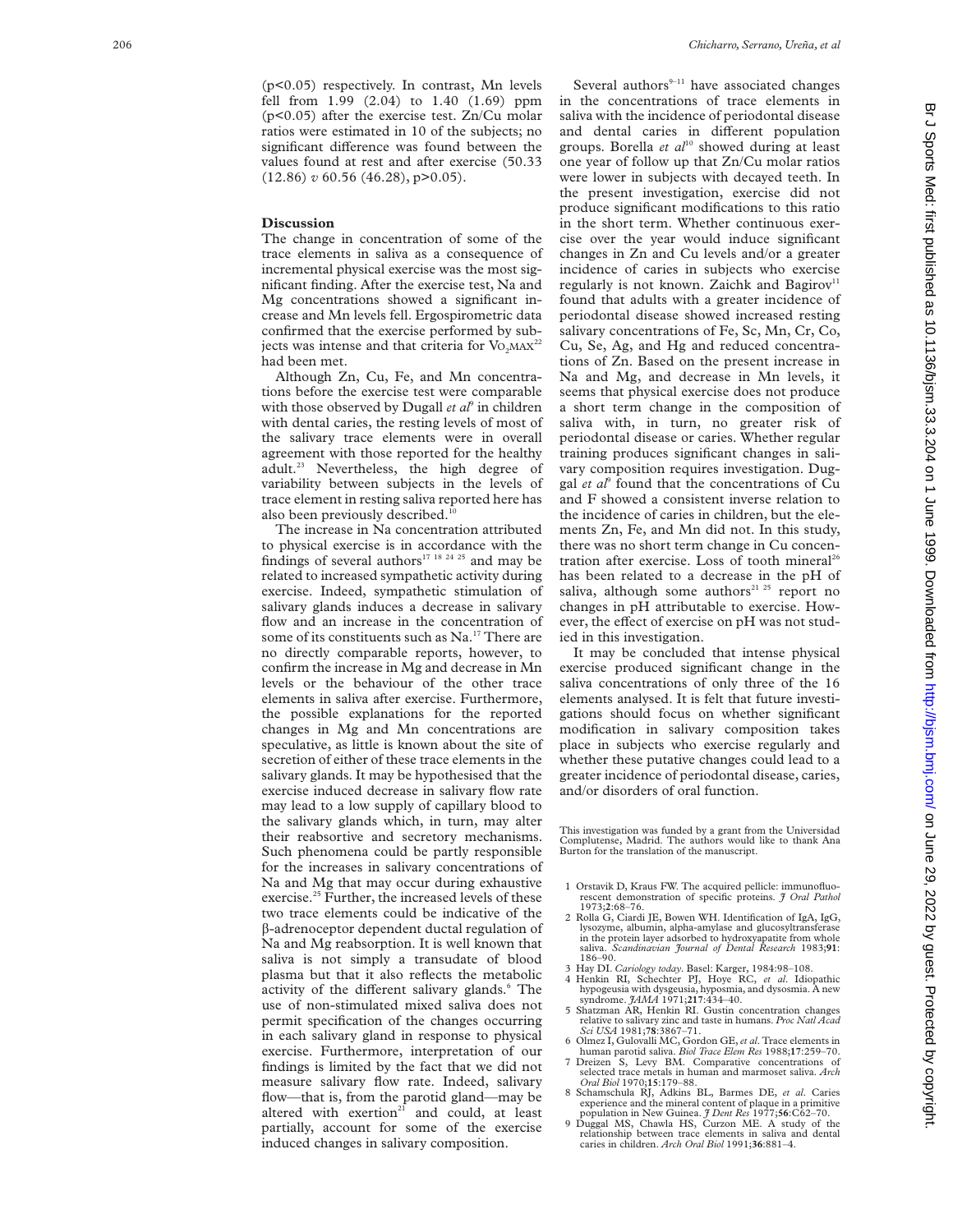(p<0.05) respectively. In contrast, Mn levels fell from 1.99 (2.04) to 1.40 (1.69) ppm (p<0.05) after the exercise test. Zn/Cu molar ratios were estimated in 10 of the subjects; no significant difference was found between the values found at rest and after exercise (50.33 (12.86) *v* 60.56 (46.28), p>0.05).

## Discussion

The change in concentration of some of the trace elements in saliva as a consequence of incremental physical exercise was the most significant finding. After the exercise test, Na and Mg concentrations showed a significant increase and Mn levels fell. Ergospirometric data confirmed that the exercise performed by subjects was intense and that criteria for $\dot{V}O_2MAX$[22] had been met.

Although Zn, Cu, Fe, and Mn concentrations before the exercise test were comparable with those observed by Dugall *et al*[9] in children with dental caries, the resting levels of most of the salivary trace elements were in overall agreement with those reported for the healthy adult.[23] Nevertheless, the high degree of variability between subjects in the levels of trace element in resting saliva reported here has also been previously described.[10]

The increase in Na concentration attributed to physical exercise is in accordance with the findings of several authors[17 18 24 25] and may be related to increased sympathetic activity during exercise. Indeed, sympathetic stimulation of salivary glands induces a decrease in salivary flow and an increase in the concentration of some of its constituents such as Na.[17] There are no directly comparable reports, however, to confirm the increase in Mg and decrease in Mn levels or the behaviour of the other trace elements in saliva after exercise. Furthermore, the possible explanations for the reported changes in Mg and Mn concentrations are speculative, as little is known about the site of secretion of either of these trace elements in the salivary glands. It may be hypothesised that the exercise induced decrease in salivary flow rate may lead to a low supply of capillary blood to the salivary glands which, in turn, may alter their reabsortive and secretory mechanisms. Such phenomena could be partly responsible for the increases in salivary concentrations of Na and Mg that may occur during exhaustive exercise.[25] Further, the increased levels of these two trace elements could be indicative of the β-adrenoceptor dependent ductal regulation of Na and Mg reabsorption. It is well known that saliva is not simply a transudate of blood plasma but that it also reflects the metabolic activity of the different salivary glands.[6] The use of non-stimulated mixed saliva does not permit specification of the changes occurring in each salivary gland in response to physical exercise. Furthermore, interpretation of our findings is limited by the fact that we did not measure salivary flow rate. Indeed, salivary flow—that is, from the parotid gland—may be altered with exertion[21] and could, at least partially, account for some of the exercise induced changes in salivary composition.

Several authors[9–11] have associated changes in the concentrations of trace elements in saliva with the incidence of periodontal disease and dental caries in different population groups. Borella *et al*[10] showed during at least one year of follow up that Zn/Cu molar ratios were lower in subjects with decayed teeth. In the present investigation, exercise did not produce significant modifications to this ratio in the short term. Whether continuous exercise over the year would induce significant changes in Zn and Cu levels and/or a greater incidence of caries in subjects who exercise regularly is not known. Zaichk and Bagirov[11] found that adults with a greater incidence of periodontal disease showed increased resting salivary concentrations of Fe, Sc, Mn, Cr, Co, Cu, Se, Ag, and Hg and reduced concentrations of Zn. Based on the present increase in Na and Mg, and decrease in Mn levels, it seems that physical exercise does not produce a short term change in the composition of saliva with, in turn, no greater risk of periodontal disease or caries. Whether regular training produces significant changes in salivary composition requires investigation. Duggal *et al*[9] found that the concentrations of Cu and F showed a consistent inverse relation to the incidence of caries in children, but the elements Zn, Fe, and Mn did not. In this study, there was no short term change in Cu concentration after exercise. Loss of tooth mineral[26] has been related to a decrease in the pH of saliva, although some authors[21 25] report no changes in pH attributable to exercise. However, the effect of exercise on pH was not studied in this investigation.

It may be concluded that intense physical exercise produced significant change in the saliva concentrations of only three of the 16 elements analysed. It is felt that future investigations should focus on whether significant modification in salivary composition takes place in subjects who exercise regularly and whether these putative changes could lead to a greater incidence of periodontal disease, caries, and/or disorders of oral function.

This investigation was funded by a grant from the Universidad Complutense, Madrid. The authors would like to thank Ana Burton for the translation of the manuscript.

1. Orstavik D, Kraus FW. The acquired pellicle: immunofluorescent demonstration of specific proteins. *J Oral Pathol* 1973;**2**:68–76.
2. Rolla G, Ciardi JE, Bowen WH. Identification of IgA, IgG, lysozyme, albumin, alpha-amylase and glucosyltransferase in the protein layer adsorbed to hydroxyapatite from whole saliva. *Scandinavian Journal of Dental Research* 1983;**91**: 186–90.
3. Hay DI. *Cariology today*. Basel: Karger, 1984:98–108.
4. Henkin RI, Schechter PJ, Hoye RC, *et al*. Idiopathic hypogeusia with dysgeusia, hyposmia, and dysosmia. A new syndrome. *JAMA* 1971;**217**:434–40.
5. Shatzman AR, Henkin RI. Gustin concentration changes relative to salivary zinc and taste in humans. *Proc Natl Acad Sci USA* 1981;**78**:3867–71.
6. Olmez I, Gulovalli MC, Gordon GE, *et al*. Trace elements in human parotid saliva. *Biol Trace Elem Res* 1988;**17**:259–70.
7. Dreizen S, Levy BM. Comparative concentrations of selected trace metals in human and marmoset saliva. *Arch Oral Biol* 1970;**15**:179–88.
8. Schamschula RJ, Adkins BL, Barmes DE, *et al*. Caries experience and the mineral content of plaque in a primitive population in New Guinea. *J Dent Res* 1977;**56**:C62–70.
9. Duggal MS, Chawla HS, Curzon ME. A study of the relationship between trace elements in saliva and dental caries in children. *Arch Oral Biol* 1991;**36**:881–4.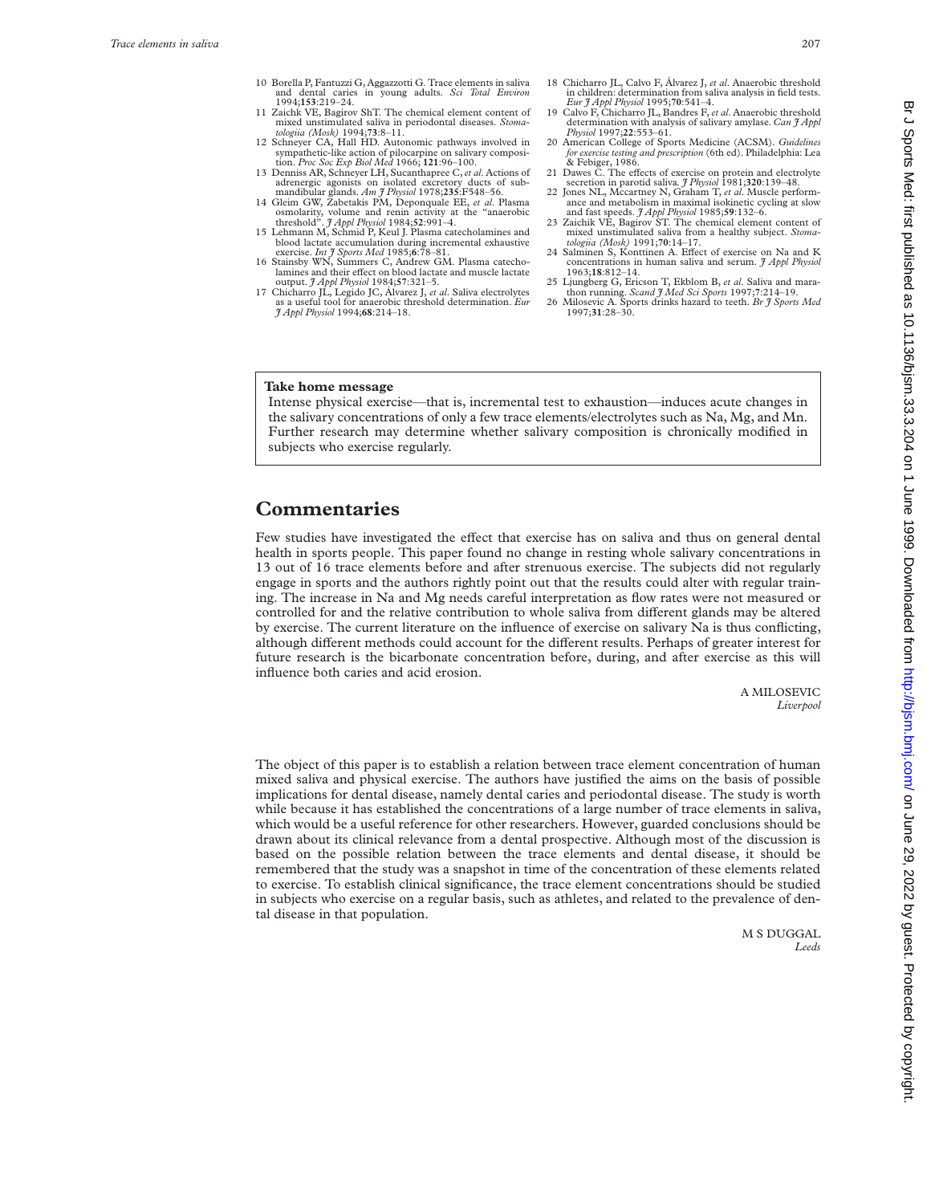10 Borella P, Fantuzzi G, Aggazzotti G. Trace elements in saliva and dental caries in young adults. *Sci Total Environ* 1994;**153**:219–24.

11 Zaichk VE, Bagirov ShT. The chemical element content of mixed unstimulated saliva in periodontal diseases. *Stomatologiia (Mosk)* 1994;**73**:8–11.

12 Schneyer CA, Hall HD. Autonomic pathways involved in sympathetic-like action of pilocarpine on salivary composition. *Proc Soc Exp Biol Med* 1966; **121**:96–100.

13 Denniss AR, Schneyer LH, Sucanthapree C, *et al*. Actions of adrenergic agonists on isolated excretory ducts of submandibular glands. *Am J Physiol* 1978;**235**:F548–56.

14 Gleim GW, Zabetakis PM, Deponquale EE, *et al*. Plasma osmolarity, volume and renin activity at the "anaerobic threshold". *J Appl Physiol* 1984;**52**:991–4.

15 Lehmann M, Schmid P, Keul J. Plasma catecholamines and blood lactate accumulation during incremental exhaustive exercise. *Int J Sports Med* 1985;**6**:78–81.

16 Stainsby WN, Summers C, Andrew GM. Plasma catecholamines and their effect on blood lactate and muscle lactate output. *J Appl Physiol* 1984;**57**:321–5.

17 Chicharro JL, Legido JC, Álvarez J, *et al*. Saliva electrolytes as a useful tool for anaerobic threshold determination. *Eur J Appl Physiol* 1994;**68**:214–18.

18 Chicharro JL, Calvo F, Álvarez J, *et al*. Anaerobic threshold in children: determination from saliva analysis in field tests. *Eur J Appl Physiol* 1995;**70**:541–4.

19 Calvo F, Chicharro JL, Bandres F, *et al*. Anaerobic threshold determination with analysis of salivary amylase. *Can J Appl Physiol* 1997;**22**:553–61.

20 American College of Sports Medicine (ACSM). *Guidelines for exercise testing and prescription* (6th ed). Philadelphia: Lea & Febiger, 1986.

21 Dawes C. The effects of exercise on protein and electrolyte secretion in parotid saliva. *J Physiol* 1981;**320**:139–48.

22 Jones NL, Mccartney N, Graham T, *et al*. Muscle performance and metabolism in maximal isokinetic cycling at slow and fast speeds. *J Appl Physiol* 1985;**59**:132–6.

23 Zaichik VE, Bagirov ST. The chemical element content of mixed unstimulated saliva from a healthy subject. *Stomatologiia (Mosk)* 1991;**70**:14–17.

24 Salminen S, Konttinen A. Effect of exercise on Na and K concentrations in human saliva and serum. *J Appl Physiol* 1963;**18**:812–14.

25 Ljungberg G, Ericson T, Ekblom B, *et al*. Saliva and marathon running. *Scand J Med Sci Sports* 1997;**7**:214–19.

26 Milosevic A. Sports drinks hazard to teeth. *Br J Sports Med* 1997;**31**:28–30.

**Take home message**

Intense physical exercise—that is, incremental test to exhaustion—induces acute changes in the salivary concentrations of only a few trace elements/electrolytes such as Na, Mg, and Mn. Further research may determine whether salivary composition is chronically modified in subjects who exercise regularly.

# Commentaries

Few studies have investigated the effect that exercise has on saliva and thus on general dental health in sports people. This paper found no change in resting whole salivary concentrations in 13 out of 16 trace elements before and after strenuous exercise. The subjects did not regularly engage in sports and the authors rightly point out that the results could alter with regular training. The increase in Na and Mg needs careful interpretation as flow rates were not measured or controlled for and the relative contribution to whole saliva from different glands may be altered by exercise. The current literature on the influence of exercise on salivary Na is thus conflicting, although different methods could account for the different results. Perhaps of greater interest for future research is the bicarbonate concentration before, during, and after exercise as this will influence both caries and acid erosion.

A MILOSEVIC
*Liverpool*

The object of this paper is to establish a relation between trace element concentration of human mixed saliva and physical exercise. The authors have justified the aims on the basis of possible implications for dental disease, namely dental caries and periodontal disease. The study is worth while because it has established the concentrations of a large number of trace elements in saliva, which would be a useful reference for other researchers. However, guarded conclusions should be drawn about its clinical relevance from a dental prospective. Although most of the discussion is based on the possible relation between the trace elements and dental disease, it should be remembered that the study was a snapshot in time of the concentration of these elements related to exercise. To establish clinical significance, the trace element concentrations should be studied in subjects who exercise on a regular basis, such as athletes, and related to the prevalence of dental disease in that population.

M S DUGGAL
*Leeds*